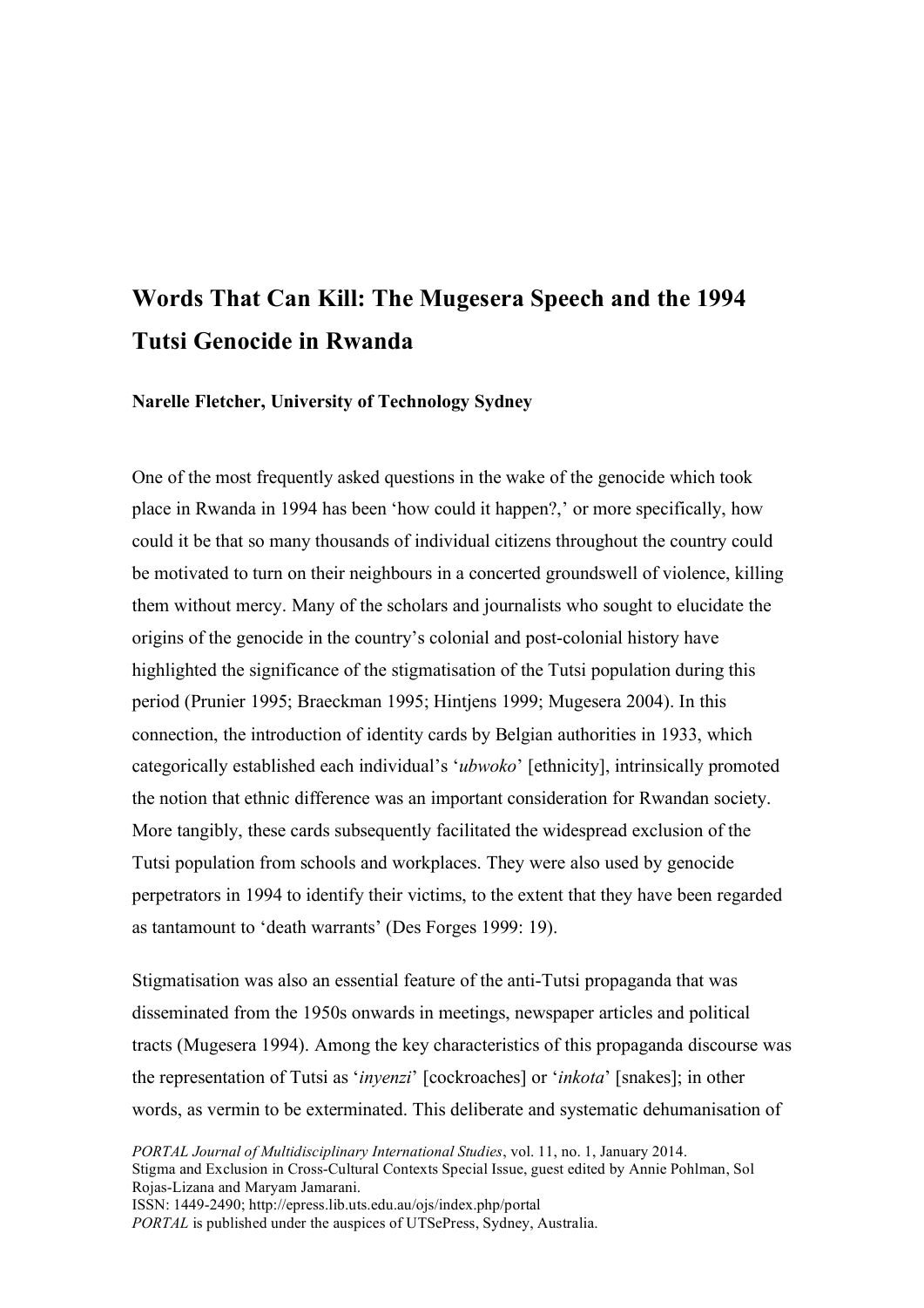# Words That Can Kill: The Mugesera Speech and the 1994 Tutsi Genocide in Rwanda

**Narelle Fletcher, University of Technology Sydney**

One of the most frequently asked questions in the wake of the genocide which took place in Rwanda in 1994 has been 'how could it happen?,' or more specifically, how could it be that so many thousands of individual citizens throughout the country could be motivated to turn on their neighbours in a concerted groundswell of violence, killing them without mercy. Many of the scholars and journalists who sought to elucidate the origins of the genocide in the country's colonial and post-colonial history have highlighted the significance of the stigmatisation of the Tutsi population during this period (Prunier 1995; Braeckman 1995; Hintjens 1999; Mugesera 2004). In this connection, the introduction of identity cards by Belgian authorities in 1933, which categorically established each individual's '*ubwoko*' [ethnicity], intrinsically promoted the notion that ethnic difference was an important consideration for Rwandan society. More tangibly, these cards subsequently facilitated the widespread exclusion of the Tutsi population from schools and workplaces. They were also used by genocide perpetrators in 1994 to identify their victims, to the extent that they have been regarded as tantamount to 'death warrants' (Des Forges 1999: 19).

Stigmatisation was also an essential feature of the anti-Tutsi propaganda that was disseminated from the 1950s onwards in meetings, newspaper articles and political tracts (Mugesera 1994). Among the key characteristics of this propaganda discourse was the representation of Tutsi as '*inyenzi*' [cockroaches] or '*inkota*' [snakes]; in other words, as vermin to be exterminated. This deliberate and systematic dehumanisation of

*PORTAL Journal of Multidisciplinary International Studies*, vol. 11, no. 1, January 2014.
Stigma and Exclusion in Cross-Cultural Contexts Special Issue, guest edited by Annie Pohlman, Sol Rojas-Lizana and Maryam Jamarani.
ISSN: 1449-2490; http://epress.lib.uts.edu.au/ojs/index.php/portal
*PORTAL* is published under the auspices of UTSePress, Sydney, Australia.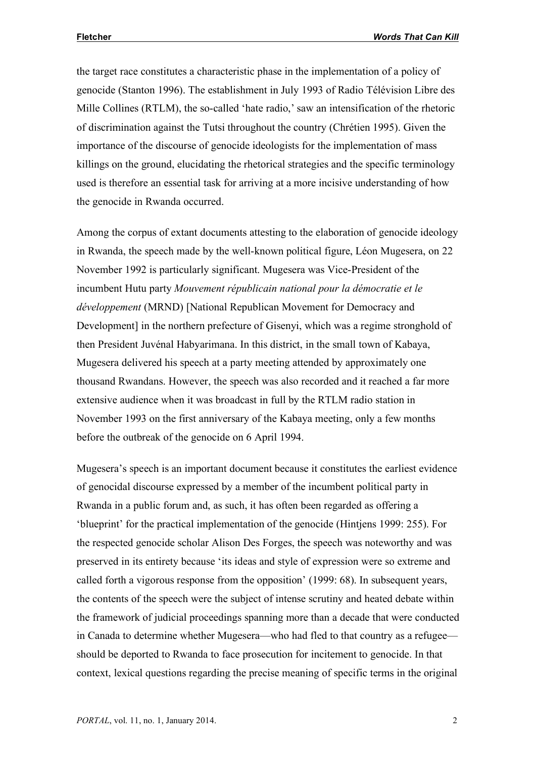the target race constitutes a characteristic phase in the implementation of a policy of genocide (Stanton 1996). The establishment in July 1993 of Radio Télévision Libre des Mille Collines (RTLM), the so-called 'hate radio,' saw an intensification of the rhetoric of discrimination against the Tutsi throughout the country (Chrétien 1995). Given the importance of the discourse of genocide ideologists for the implementation of mass killings on the ground, elucidating the rhetorical strategies and the specific terminology used is therefore an essential task for arriving at a more incisive understanding of how the genocide in Rwanda occurred.

Among the corpus of extant documents attesting to the elaboration of genocide ideology in Rwanda, the speech made by the well-known political figure, Léon Mugesera, on 22 November 1992 is particularly significant. Mugesera was Vice-President of the incumbent Hutu party *Mouvement républicain national pour la démocratie et le développement* (MRND) [National Republican Movement for Democracy and Development] in the northern prefecture of Gisenyi, which was a regime stronghold of then President Juvénal Habyarimana. In this district, in the small town of Kabaya, Mugesera delivered his speech at a party meeting attended by approximately one thousand Rwandans. However, the speech was also recorded and it reached a far more extensive audience when it was broadcast in full by the RTLM radio station in November 1993 on the first anniversary of the Kabaya meeting, only a few months before the outbreak of the genocide on 6 April 1994.

Mugesera's speech is an important document because it constitutes the earliest evidence of genocidal discourse expressed by a member of the incumbent political party in Rwanda in a public forum and, as such, it has often been regarded as offering a 'blueprint' for the practical implementation of the genocide (Hintjens 1999: 255). For the respected genocide scholar Alison Des Forges, the speech was noteworthy and was preserved in its entirety because 'its ideas and style of expression were so extreme and called forth a vigorous response from the opposition' (1999: 68). In subsequent years, the contents of the speech were the subject of intense scrutiny and heated debate within the framework of judicial proceedings spanning more than a decade that were conducted in Canada to determine whether Mugesera—who had fled to that country as a refugee—should be deported to Rwanda to face prosecution for incitement to genocide. In that context, lexical questions regarding the precise meaning of specific terms in the original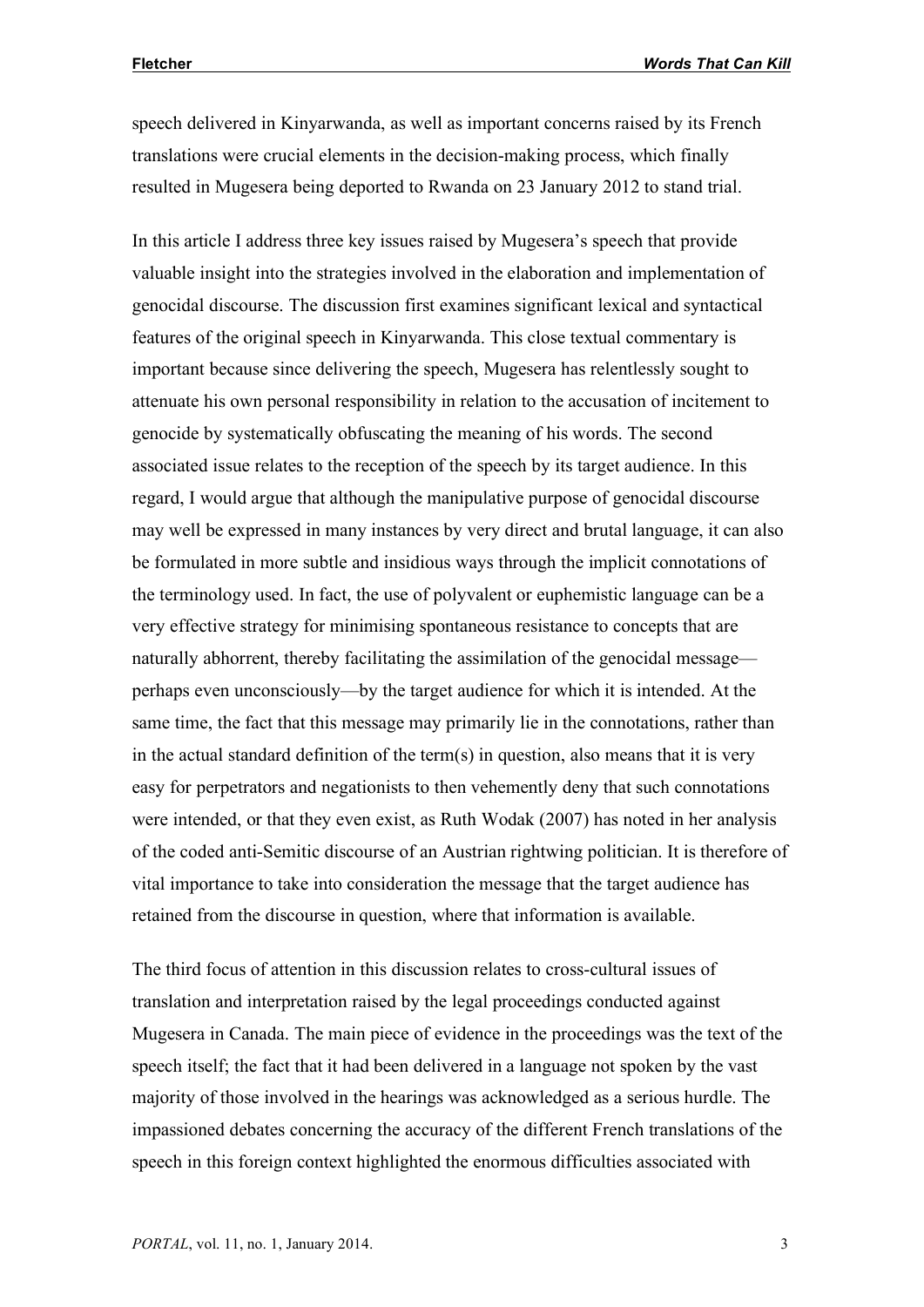speech delivered in Kinyarwanda, as well as important concerns raised by its French translations were crucial elements in the decision-making process, which finally resulted in Mugesera being deported to Rwanda on 23 January 2012 to stand trial.

In this article I address three key issues raised by Mugesera's speech that provide valuable insight into the strategies involved in the elaboration and implementation of genocidal discourse. The discussion first examines significant lexical and syntactical features of the original speech in Kinyarwanda. This close textual commentary is important because since delivering the speech, Mugesera has relentlessly sought to attenuate his own personal responsibility in relation to the accusation of incitement to genocide by systematically obfuscating the meaning of his words. The second associated issue relates to the reception of the speech by its target audience. In this regard, I would argue that although the manipulative purpose of genocidal discourse may well be expressed in many instances by very direct and brutal language, it can also be formulated in more subtle and insidious ways through the implicit connotations of the terminology used. In fact, the use of polyvalent or euphemistic language can be a very effective strategy for minimising spontaneous resistance to concepts that are naturally abhorrent, thereby facilitating the assimilation of the genocidal message—perhaps even unconsciously—by the target audience for which it is intended. At the same time, the fact that this message may primarily lie in the connotations, rather than in the actual standard definition of the term(s) in question, also means that it is very easy for perpetrators and negationists to then vehemently deny that such connotations were intended, or that they even exist, as Ruth Wodak (2007) has noted in her analysis of the coded anti-Semitic discourse of an Austrian rightwing politician. It is therefore of vital importance to take into consideration the message that the target audience has retained from the discourse in question, where that information is available.

The third focus of attention in this discussion relates to cross-cultural issues of translation and interpretation raised by the legal proceedings conducted against Mugesera in Canada. The main piece of evidence in the proceedings was the text of the speech itself; the fact that it had been delivered in a language not spoken by the vast majority of those involved in the hearings was acknowledged as a serious hurdle. The impassioned debates concerning the accuracy of the different French translations of the speech in this foreign context highlighted the enormous difficulties associated with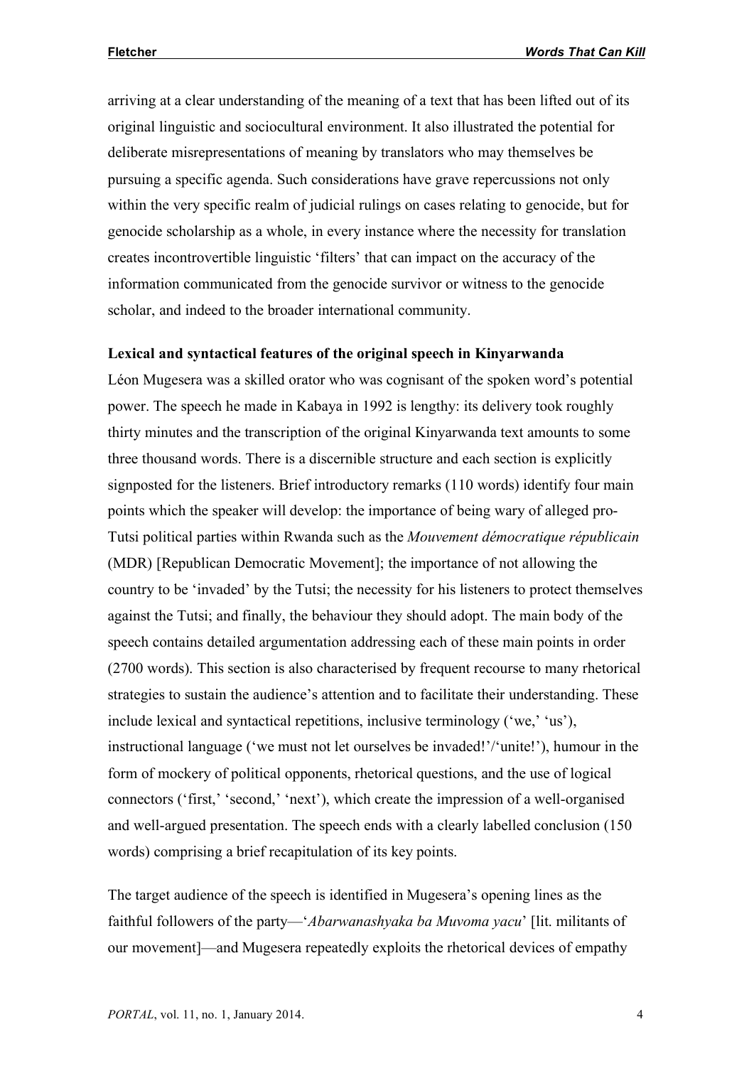arriving at a clear understanding of the meaning of a text that has been lifted out of its original linguistic and sociocultural environment. It also illustrated the potential for deliberate misrepresentations of meaning by translators who may themselves be pursuing a specific agenda. Such considerations have grave repercussions not only within the very specific realm of judicial rulings on cases relating to genocide, but for genocide scholarship as a whole, in every instance where the necessity for translation creates incontrovertible linguistic 'filters' that can impact on the accuracy of the information communicated from the genocide survivor or witness to the genocide scholar, and indeed to the broader international community.

**Lexical and syntactical features of the original speech in Kinyarwanda**

Léon Mugesera was a skilled orator who was cognisant of the spoken word's potential power. The speech he made in Kabaya in 1992 is lengthy: its delivery took roughly thirty minutes and the transcription of the original Kinyarwanda text amounts to some three thousand words. There is a discernible structure and each section is explicitly signposted for the listeners. Brief introductory remarks (110 words) identify four main points which the speaker will develop: the importance of being wary of alleged pro-Tutsi political parties within Rwanda such as the *Mouvement démocratique républicain* (MDR) [Republican Democratic Movement]; the importance of not allowing the country to be 'invaded' by the Tutsi; the necessity for his listeners to protect themselves against the Tutsi; and finally, the behaviour they should adopt. The main body of the speech contains detailed argumentation addressing each of these main points in order (2700 words). This section is also characterised by frequent recourse to many rhetorical strategies to sustain the audience's attention and to facilitate their understanding. These include lexical and syntactical repetitions, inclusive terminology ('we,' 'us'), instructional language ('we must not let ourselves be invaded!'/'unite!'), humour in the form of mockery of political opponents, rhetorical questions, and the use of logical connectors ('first,' 'second,' 'next'), which create the impression of a well-organised and well-argued presentation. The speech ends with a clearly labelled conclusion (150 words) comprising a brief recapitulation of its key points.

The target audience of the speech is identified in Mugesera's opening lines as the faithful followers of the party—'*Abarwanashyaka ba Muvoma yacu*' [lit. militants of our movement]—and Mugesera repeatedly exploits the rhetorical devices of empathy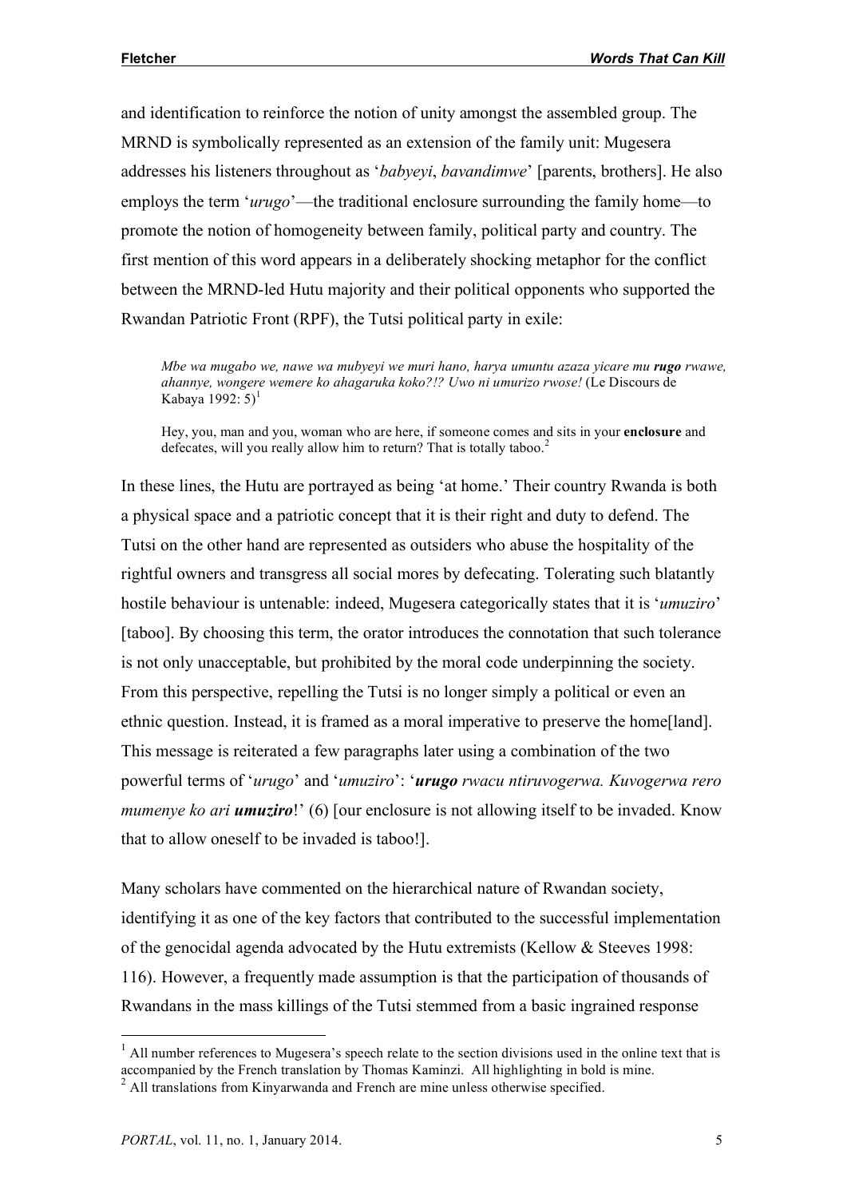and identification to reinforce the notion of unity amongst the assembled group. The MRND is symbolically represented as an extension of the family unit: Mugesera addresses his listeners throughout as '*babyeyi*, *bavandimwe*' [parents, brothers]. He also employs the term '*urugo*'—the traditional enclosure surrounding the family home—to promote the notion of homogeneity between family, political party and country. The first mention of this word appears in a deliberately shocking metaphor for the conflict between the MRND-led Hutu majority and their political opponents who supported the Rwandan Patriotic Front (RPF), the Tutsi political party in exile:

> *Mbe wa mugabo we, nawe wa mubyeyi we muri hano, harya umuntu azaza yicare mu **rugo** rwawe, ahannye, wongere wemere ko ahagaruka koko?!? Uwo ni umurizo rwose!* (Le Discours de Kabaya 1992: 5)[1]
>
> Hey, you, man and you, woman who are here, if someone comes and sits in your **enclosure** and defecates, will you really allow him to return? That is totally taboo.[2]

In these lines, the Hutu are portrayed as being 'at home.' Their country Rwanda is both a physical space and a patriotic concept that it is their right and duty to defend. The Tutsi on the other hand are represented as outsiders who abuse the hospitality of the rightful owners and transgress all social mores by defecating. Tolerating such blatantly hostile behaviour is untenable: indeed, Mugesera categorically states that it is '*umuziro*' [taboo]. By choosing this term, the orator introduces the connotation that such tolerance is not only unacceptable, but prohibited by the moral code underpinning the society. From this perspective, repelling the Tutsi is no longer simply a political or even an ethnic question. Instead, it is framed as a moral imperative to preserve the home[land]. This message is reiterated a few paragraphs later using a combination of the two powerful terms of '*urugo*' and '*umuziro*': '***urugo** rwacu ntiruvogerwa. Kuvogerwa rero mumenye ko ari **umuziro***!' (6) [our enclosure is not allowing itself to be invaded. Know that to allow oneself to be invaded is taboo!].

Many scholars have commented on the hierarchical nature of Rwandan society, identifying it as one of the key factors that contributed to the successful implementation of the genocidal agenda advocated by the Hutu extremists (Kellow & Steeves 1998: 116). However, a frequently made assumption is that the participation of thousands of Rwandans in the mass killings of the Tutsi stemmed from a basic ingrained response

---

[1] All number references to Mugesera's speech relate to the section divisions used in the online text that is accompanied by the French translation by Thomas Kaminzi. All highlighting in bold is mine.

[2] All translations from Kinyarwanda and French are mine unless otherwise specified.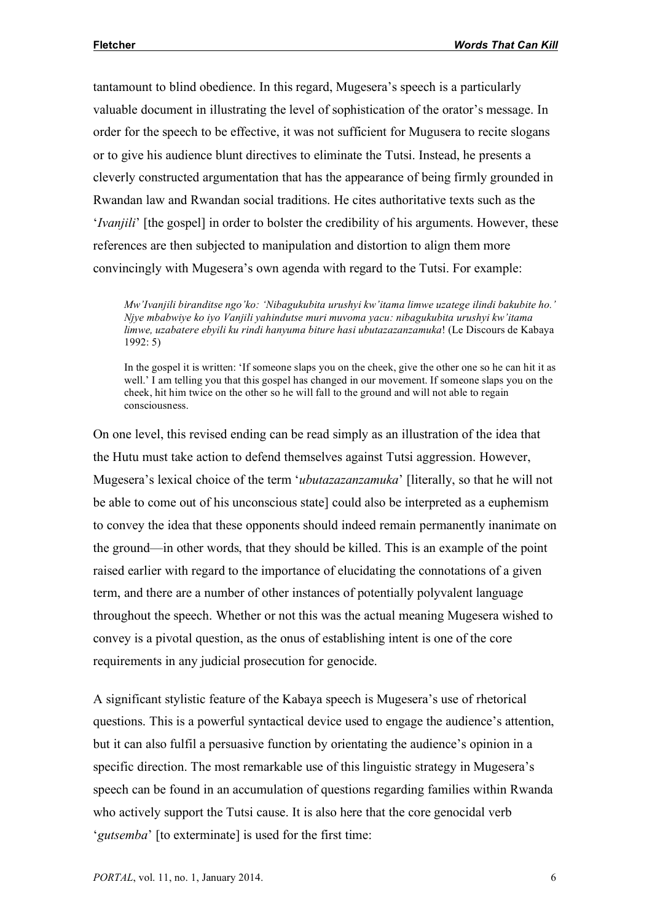tantamount to blind obedience. In this regard, Mugesera's speech is a particularly valuable document in illustrating the level of sophistication of the orator's message. In order for the speech to be effective, it was not sufficient for Mugusera to recite slogans or to give his audience blunt directives to eliminate the Tutsi. Instead, he presents a cleverly constructed argumentation that has the appearance of being firmly grounded in Rwandan law and Rwandan social traditions. He cites authoritative texts such as the '*Ivanjili*' [the gospel] in order to bolster the credibility of his arguments. However, these references are then subjected to manipulation and distortion to align them more convincingly with Mugesera's own agenda with regard to the Tutsi. For example:

> *Mw'Ivanjili biranditse ngo'ko: 'Nibagukubita urushyi kw'itama limwe uzatege ilindi bakubite ho.' Njye mbabwiye ko iyo Vanjili yahindutse muri muvoma yacu: nibagukubita urushyi kw'itama limwe, uzabatere ebyili ku rindi hanyuma biture hasi ubutazazanzamuka*! (Le Discours de Kabaya 1992: 5)
>
> In the gospel it is written: 'If someone slaps you on the cheek, give the other one so he can hit it as well.' I am telling you that this gospel has changed in our movement. If someone slaps you on the cheek, hit him twice on the other so he will fall to the ground and will not able to regain consciousness.

On one level, this revised ending can be read simply as an illustration of the idea that the Hutu must take action to defend themselves against Tutsi aggression. However, Mugesera's lexical choice of the term '*ubutazazanzamuka*' [literally, so that he will not be able to come out of his unconscious state] could also be interpreted as a euphemism to convey the idea that these opponents should indeed remain permanently inanimate on the ground—in other words, that they should be killed. This is an example of the point raised earlier with regard to the importance of elucidating the connotations of a given term, and there are a number of other instances of potentially polyvalent language throughout the speech. Whether or not this was the actual meaning Mugesera wished to convey is a pivotal question, as the onus of establishing intent is one of the core requirements in any judicial prosecution for genocide.

A significant stylistic feature of the Kabaya speech is Mugesera's use of rhetorical questions. This is a powerful syntactical device used to engage the audience's attention, but it can also fulfil a persuasive function by orientating the audience's opinion in a specific direction. The most remarkable use of this linguistic strategy in Mugesera's speech can be found in an accumulation of questions regarding families within Rwanda who actively support the Tutsi cause. It is also here that the core genocidal verb '*gutsemba*' [to exterminate] is used for the first time: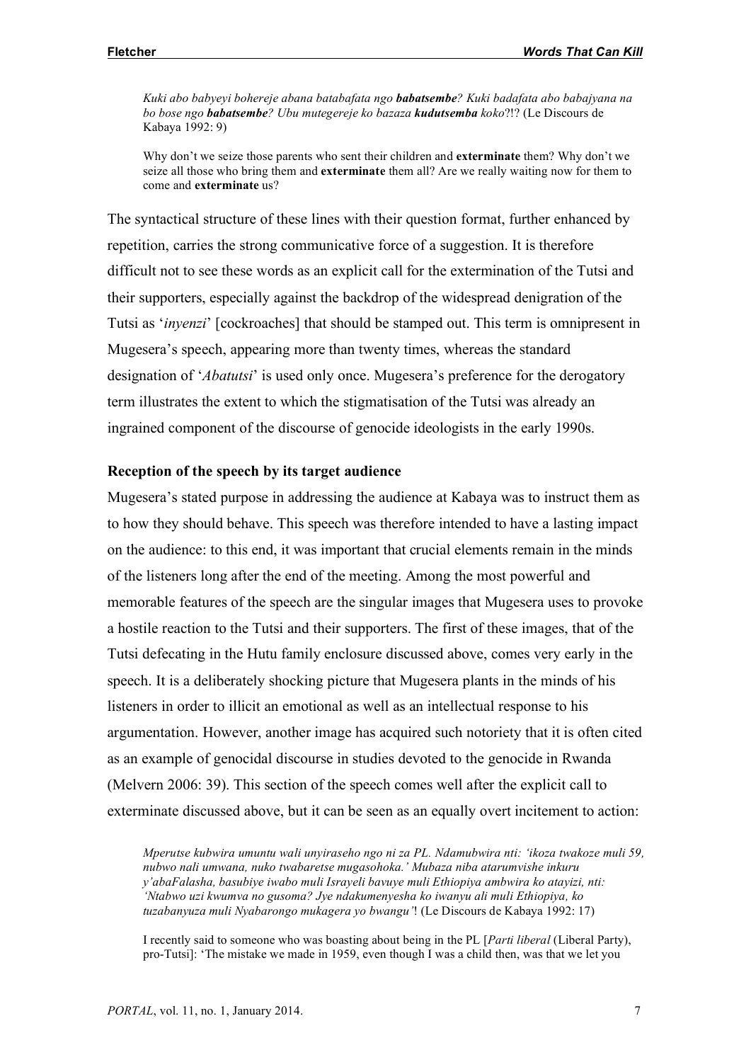*Kuki abo babyeyi bohereje abana batabafata ngo **babatsembe**? Kuki badafata abo babajyana na bo bose ngo **babatsembe**? Ubu mutegereje ko bazaza **kudutsemba** koko*?!? (Le Discours de Kabaya 1992: 9)

Why don't we seize those parents who sent their children and **exterminate** them? Why don't we seize all those who bring them and **exterminate** them all? Are we really waiting now for them to come and **exterminate** us?

The syntactical structure of these lines with their question format, further enhanced by repetition, carries the strong communicative force of a suggestion. It is therefore difficult not to see these words as an explicit call for the extermination of the Tutsi and their supporters, especially against the backdrop of the widespread denigration of the Tutsi as '*inyenzi*' [cockroaches] that should be stamped out. This term is omnipresent in Mugesera's speech, appearing more than twenty times, whereas the standard designation of '*Abatutsi*' is used only once. Mugesera's preference for the derogatory term illustrates the extent to which the stigmatisation of the Tutsi was already an ingrained component of the discourse of genocide ideologists in the early 1990s.

### Reception of the speech by its target audience

Mugesera's stated purpose in addressing the audience at Kabaya was to instruct them as to how they should behave. This speech was therefore intended to have a lasting impact on the audience: to this end, it was important that crucial elements remain in the minds of the listeners long after the end of the meeting. Among the most powerful and memorable features of the speech are the singular images that Mugesera uses to provoke a hostile reaction to the Tutsi and their supporters. The first of these images, that of the Tutsi defecating in the Hutu family enclosure discussed above, comes very early in the speech. It is a deliberately shocking picture that Mugesera plants in the minds of his listeners in order to illicit an emotional as well as an intellectual response to his argumentation. However, another image has acquired such notoriety that it is often cited as an example of genocidal discourse in studies devoted to the genocide in Rwanda (Melvern 2006: 39). This section of the speech comes well after the explicit call to exterminate discussed above, but it can be seen as an equally overt incitement to action:

*Mperutse kubwira umuntu wali unyiraseho ngo ni za PL. Ndamubwira nti: 'ikoza twakoze muli 59, nubwo nali umwana, nuko twabaretse mugasohoka.' Mubaza niba atarumvishe inkuru y'abaFalasha, basubiye iwabo muli Israyeli bavuye muli Ethiopiya ambwira ko atayizi, nti: 'Ntabwo uzi kwumva no gusoma? Jye ndakumenyesha ko iwanyu ali muli Ethiopiya, ko tuzabanyuza muli Nyabarongo mukagera yo bwangu'*! (Le Discours de Kabaya 1992: 17)

I recently said to someone who was boasting about being in the PL [*Parti liberal* (Liberal Party), pro-Tutsi]: 'The mistake we made in 1959, even though I was a child then, was that we let you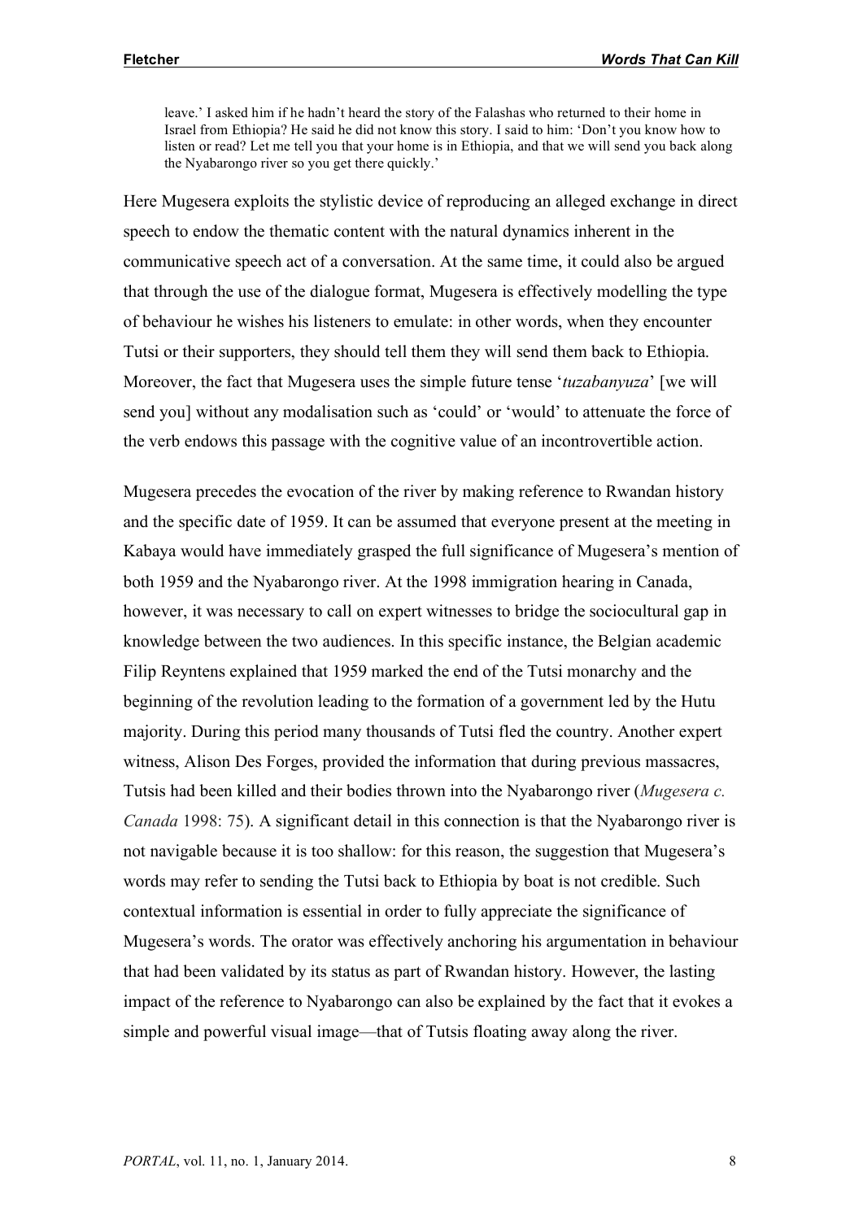> leave.' I asked him if he hadn't heard the story of the Falashas who returned to their home in Israel from Ethiopia? He said he did not know this story. I said to him: 'Don't you know how to listen or read? Let me tell you that your home is in Ethiopia, and that we will send you back along the Nyabarongo river so you get there quickly.'

Here Mugesera exploits the stylistic device of reproducing an alleged exchange in direct speech to endow the thematic content with the natural dynamics inherent in the communicative speech act of a conversation. At the same time, it could also be argued that through the use of the dialogue format, Mugesera is effectively modelling the type of behaviour he wishes his listeners to emulate: in other words, when they encounter Tutsi or their supporters, they should tell them they will send them back to Ethiopia. Moreover, the fact that Mugesera uses the simple future tense '*tuzabanyuza*' [we will send you] without any modalisation such as 'could' or 'would' to attenuate the force of the verb endows this passage with the cognitive value of an incontrovertible action.

Mugesera precedes the evocation of the river by making reference to Rwandan history and the specific date of 1959. It can be assumed that everyone present at the meeting in Kabaya would have immediately grasped the full significance of Mugesera's mention of both 1959 and the Nyabarongo river. At the 1998 immigration hearing in Canada, however, it was necessary to call on expert witnesses to bridge the sociocultural gap in knowledge between the two audiences. In this specific instance, the Belgian academic Filip Reyntens explained that 1959 marked the end of the Tutsi monarchy and the beginning of the revolution leading to the formation of a government led by the Hutu majority. During this period many thousands of Tutsi fled the country. Another expert witness, Alison Des Forges, provided the information that during previous massacres, Tutsis had been killed and their bodies thrown into the Nyabarongo river (*Mugesera c. Canada* 1998: 75). A significant detail in this connection is that the Nyabarongo river is not navigable because it is too shallow: for this reason, the suggestion that Mugesera's words may refer to sending the Tutsi back to Ethiopia by boat is not credible. Such contextual information is essential in order to fully appreciate the significance of Mugesera's words. The orator was effectively anchoring his argumentation in behaviour that had been validated by its status as part of Rwandan history. However, the lasting impact of the reference to Nyabarongo can also be explained by the fact that it evokes a simple and powerful visual image—that of Tutsis floating away along the river.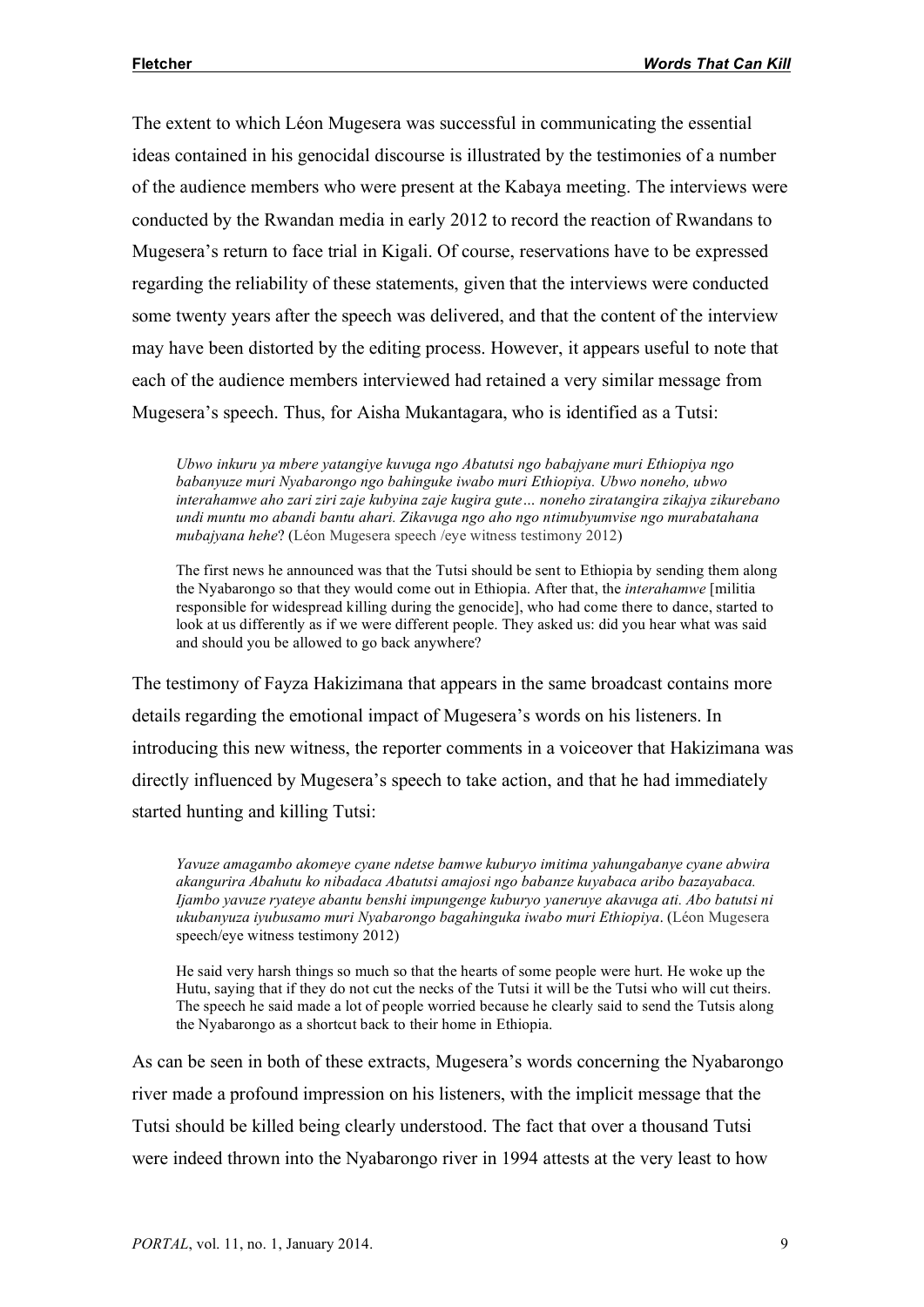The extent to which Léon Mugesera was successful in communicating the essential ideas contained in his genocidal discourse is illustrated by the testimonies of a number of the audience members who were present at the Kabaya meeting. The interviews were conducted by the Rwandan media in early 2012 to record the reaction of Rwandans to Mugesera's return to face trial in Kigali. Of course, reservations have to be expressed regarding the reliability of these statements, given that the interviews were conducted some twenty years after the speech was delivered, and that the content of the interview may have been distorted by the editing process. However, it appears useful to note that each of the audience members interviewed had retained a very similar message from Mugesera's speech. Thus, for Aisha Mukantagara, who is identified as a Tutsi:

> *Ubwo inkuru ya mbere yatangiye kuvuga ngo Abatutsi ngo babajyane muri Ethiopiya ngo babanyuze muri Nyabarongo ngo bahinguke iwabo muri Ethiopiya. Ubwo noneho, ubwo interahamwe aho zari ziri zaje kubyina zaje kugira gute… noneho ziratangira zikajya zikurebano undi muntu mo abandi bantu ahari. Zikavuga ngo aho ngo ntimubyumvise ngo murabatahana mubajyana hehe*? (Léon Mugesera speech /eye witness testimony 2012)
>
> The first news he announced was that the Tutsi should be sent to Ethiopia by sending them along the Nyabarongo so that they would come out in Ethiopia. After that, the *interahamwe* [militia responsible for widespread killing during the genocide], who had come there to dance, started to look at us differently as if we were different people. They asked us: did you hear what was said and should you be allowed to go back anywhere?

The testimony of Fayza Hakizimana that appears in the same broadcast contains more details regarding the emotional impact of Mugesera's words on his listeners. In introducing this new witness, the reporter comments in a voiceover that Hakizimana was directly influenced by Mugesera's speech to take action, and that he had immediately started hunting and killing Tutsi:

> *Yavuze amagambo akomeye cyane ndetse bamwe kuburyo imitima yahungabanye cyane abwira akangurira Abahutu ko nibadaca Abatutsi amajosi ngo babanze kuyabaca aribo bazayabaca. Ijambo yavuze ryateye abantu benshi impungenge kuburyo yaneruye akavuga ati. Abo batutsi ni ukubanyuza iyubusamo muri Nyabarongo bagahinguka iwabo muri Ethiopiya*. (Léon Mugesera speech/eye witness testimony 2012)
>
> He said very harsh things so much so that the hearts of some people were hurt. He woke up the Hutu, saying that if they do not cut the necks of the Tutsi it will be the Tutsi who will cut theirs. The speech he said made a lot of people worried because he clearly said to send the Tutsis along the Nyabarongo as a shortcut back to their home in Ethiopia.

As can be seen in both of these extracts, Mugesera's words concerning the Nyabarongo river made a profound impression on his listeners, with the implicit message that the Tutsi should be killed being clearly understood. The fact that over a thousand Tutsi were indeed thrown into the Nyabarongo river in 1994 attests at the very least to how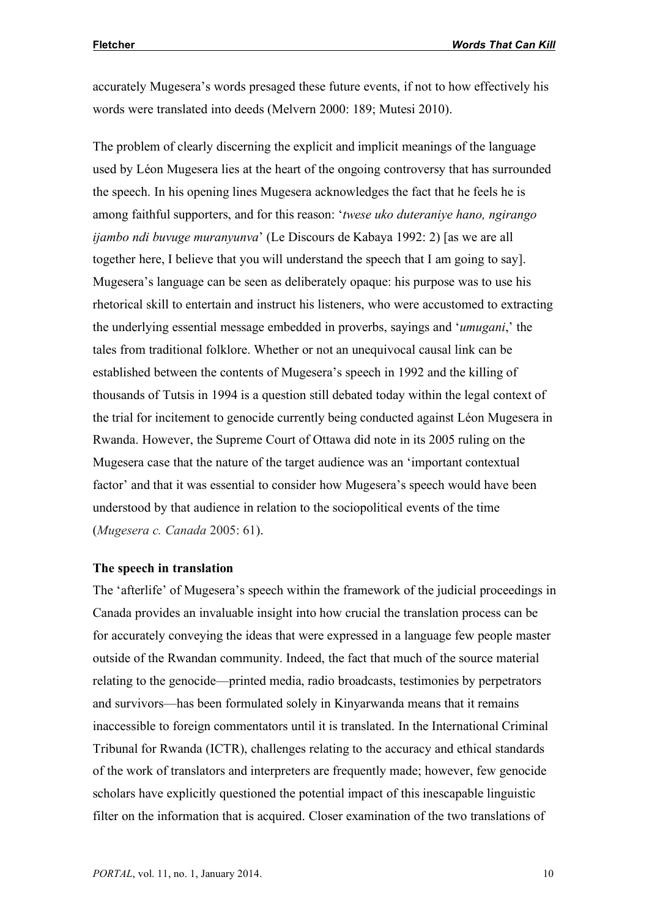accurately Mugesera's words presaged these future events, if not to how effectively his words were translated into deeds (Melvern 2000: 189; Mutesi 2010).

The problem of clearly discerning the explicit and implicit meanings of the language used by Léon Mugesera lies at the heart of the ongoing controversy that has surrounded the speech. In his opening lines Mugesera acknowledges the fact that he feels he is among faithful supporters, and for this reason: '*twese uko duteraniye hano, ngirango ijambo ndi buvuge muranyunva*' (Le Discours de Kabaya 1992: 2) [as we are all together here, I believe that you will understand the speech that I am going to say]. Mugesera's language can be seen as deliberately opaque: his purpose was to use his rhetorical skill to entertain and instruct his listeners, who were accustomed to extracting the underlying essential message embedded in proverbs, sayings and '*umugani*,' the tales from traditional folklore. Whether or not an unequivocal causal link can be established between the contents of Mugesera's speech in 1992 and the killing of thousands of Tutsis in 1994 is a question still debated today within the legal context of the trial for incitement to genocide currently being conducted against Léon Mugesera in Rwanda. However, the Supreme Court of Ottawa did note in its 2005 ruling on the Mugesera case that the nature of the target audience was an 'important contextual factor' and that it was essential to consider how Mugesera's speech would have been understood by that audience in relation to the sociopolitical events of the time (*Mugesera c. Canada* 2005: 61).

**The speech in translation**

The 'afterlife' of Mugesera's speech within the framework of the judicial proceedings in Canada provides an invaluable insight into how crucial the translation process can be for accurately conveying the ideas that were expressed in a language few people master outside of the Rwandan community. Indeed, the fact that much of the source material relating to the genocide—printed media, radio broadcasts, testimonies by perpetrators and survivors—has been formulated solely in Kinyarwanda means that it remains inaccessible to foreign commentators until it is translated. In the International Criminal Tribunal for Rwanda (ICTR), challenges relating to the accuracy and ethical standards of the work of translators and interpreters are frequently made; however, few genocide scholars have explicitly questioned the potential impact of this inescapable linguistic filter on the information that is acquired. Closer examination of the two translations of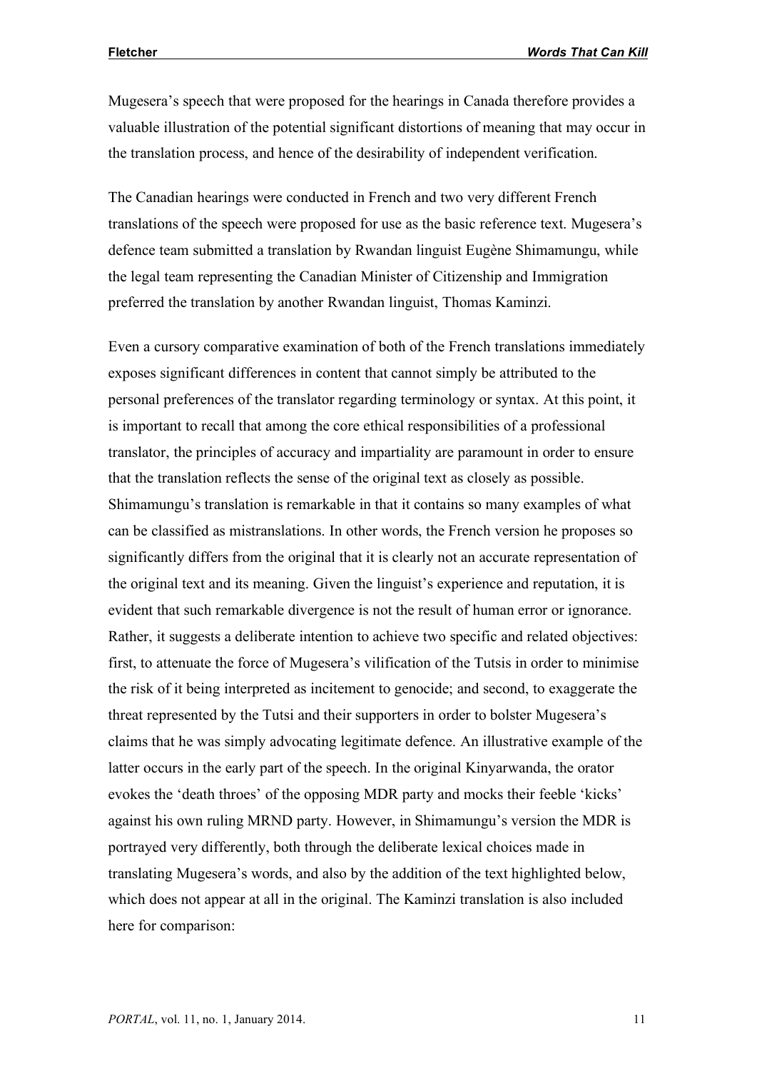Mugesera's speech that were proposed for the hearings in Canada therefore provides a valuable illustration of the potential significant distortions of meaning that may occur in the translation process, and hence of the desirability of independent verification.

The Canadian hearings were conducted in French and two very different French translations of the speech were proposed for use as the basic reference text. Mugesera's defence team submitted a translation by Rwandan linguist Eugène Shimamungu, while the legal team representing the Canadian Minister of Citizenship and Immigration preferred the translation by another Rwandan linguist, Thomas Kaminzi.

Even a cursory comparative examination of both of the French translations immediately exposes significant differences in content that cannot simply be attributed to the personal preferences of the translator regarding terminology or syntax. At this point, it is important to recall that among the core ethical responsibilities of a professional translator, the principles of accuracy and impartiality are paramount in order to ensure that the translation reflects the sense of the original text as closely as possible. Shimamungu's translation is remarkable in that it contains so many examples of what can be classified as mistranslations. In other words, the French version he proposes so significantly differs from the original that it is clearly not an accurate representation of the original text and its meaning. Given the linguist's experience and reputation, it is evident that such remarkable divergence is not the result of human error or ignorance. Rather, it suggests a deliberate intention to achieve two specific and related objectives: first, to attenuate the force of Mugesera's vilification of the Tutsis in order to minimise the risk of it being interpreted as incitement to genocide; and second, to exaggerate the threat represented by the Tutsi and their supporters in order to bolster Mugesera's claims that he was simply advocating legitimate defence. An illustrative example of the latter occurs in the early part of the speech. In the original Kinyarwanda, the orator evokes the 'death throes' of the opposing MDR party and mocks their feeble 'kicks' against his own ruling MRND party. However, in Shimamungu's version the MDR is portrayed very differently, both through the deliberate lexical choices made in translating Mugesera's words, and also by the addition of the text highlighted below, which does not appear at all in the original. The Kaminzi translation is also included here for comparison: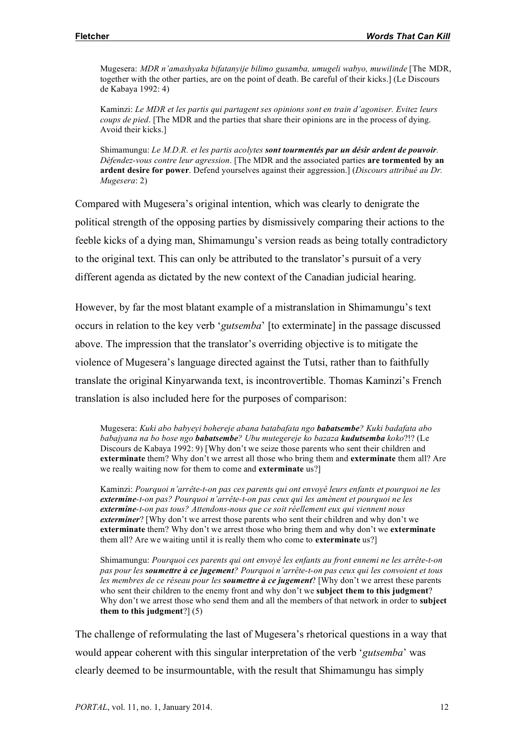> Mugesera: *MDR n'amashyaka bifatanyije bilimo gusamba, umugeli wabyo, muwilinde* [The MDR, together with the other parties, are on the point of death. Be careful of their kicks.] (Le Discours de Kabaya 1992: 4)
>
> Kaminzi: *Le MDR et les partis qui partagent ses opinions sont en train d'agoniser. Evitez leurs coups de pied*. [The MDR and the parties that share their opinions are in the process of dying. Avoid their kicks.]
>
> Shimamungu: *Le M.D.R. et les partis acolytes* ***sont tourmentés par un désir ardent de pouvoir****. Défendez-vous contre leur agression*. [The MDR and the associated parties **are tormented by an ardent desire for power**. Defend yourselves against their aggression.] (*Discours attribué au Dr. Mugesera*: 2)

Compared with Mugesera's original intention, which was clearly to denigrate the political strength of the opposing parties by dismissively comparing their actions to the feeble kicks of a dying man, Shimamungu's version reads as being totally contradictory to the original text. This can only be attributed to the translator's pursuit of a very different agenda as dictated by the new context of the Canadian judicial hearing.

However, by far the most blatant example of a mistranslation in Shimamungu's text occurs in relation to the key verb '*gutsemba*' [to exterminate] in the passage discussed above. The impression that the translator's overriding objective is to mitigate the violence of Mugesera's language directed against the Tutsi, rather than to faithfully translate the original Kinyarwanda text, is incontrovertible. Thomas Kaminzi's French translation is also included here for the purposes of comparison:

> Mugesera: *Kuki abo babyeyi bohereje abana batabafata ngo* ***babatsembe****? Kuki badafata abo babajyana na bo bose ngo* ***babatsembe****? Ubu mutegereje ko bazaza* ***kudutsemba*** *koko*?!? (Le Discours de Kabaya 1992: 9) [Why don't we seize those parents who sent their children and **exterminate** them? Why don't we arrest all those who bring them and **exterminate** them all? Are we really waiting now for them to come and **exterminate** us?]
>
> Kaminzi: *Pourquoi n'arrête-t-on pas ces parents qui ont envoyé leurs enfants et pourquoi ne les* ***extermine****-t-on pas? Pourquoi n'arrête-t-on pas ceux qui les amènent et pourquoi ne les* ***extermine****-t-on pas tous? Attendons-nous que ce soit réellement eux qui viennent nous* ***exterminer****?* [Why don't we arrest those parents who sent their children and why don't we **exterminate** them? Why don't we arrest those who bring them and why don't we **exterminate** them all? Are we waiting until it is really them who come to **exterminate** us?]
>
> Shimamungu: *Pourquoi ces parents qui ont envoyé les enfants au front ennemi ne les arrête-t-on pas pour les* ***soumettre à ce jugement****? Pourquoi n'arrête-t-on pas ceux qui les convoient et tous les membres de ce réseau pour les* ***soumettre à ce jugement***? [Why don't we arrest these parents who sent their children to the enemy front and why don't we **subject them to this judgment**? Why don't we arrest those who send them and all the members of that network in order to **subject them to this judgment**?] (5)

The challenge of reformulating the last of Mugesera's rhetorical questions in a way that would appear coherent with this singular interpretation of the verb '*gutsemba*' was clearly deemed to be insurmountable, with the result that Shimamungu has simply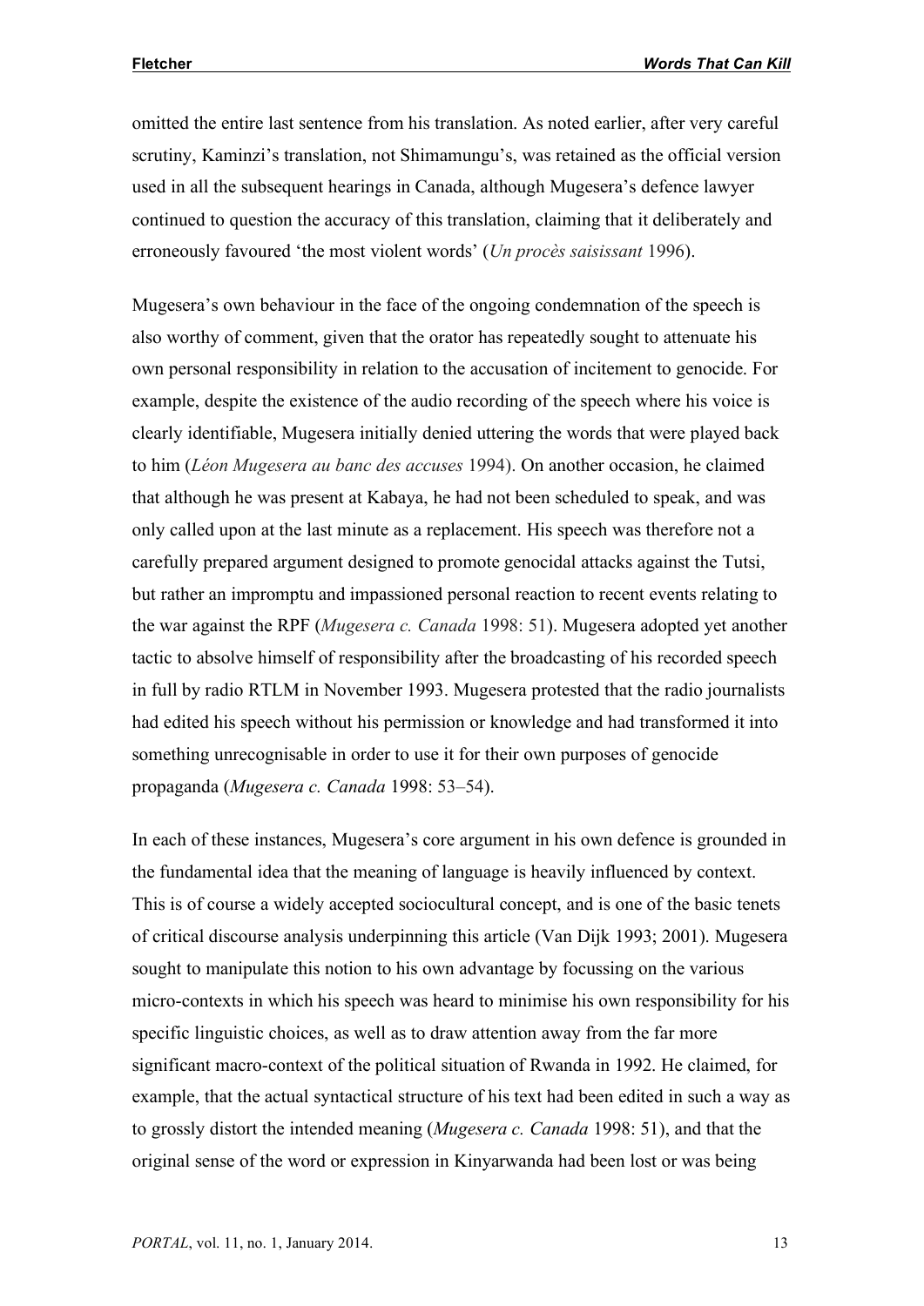omitted the entire last sentence from his translation. As noted earlier, after very careful scrutiny, Kaminzi's translation, not Shimamungu's, was retained as the official version used in all the subsequent hearings in Canada, although Mugesera's defence lawyer continued to question the accuracy of this translation, claiming that it deliberately and erroneously favoured 'the most violent words' (*Un procès saisissant* 1996).

Mugesera's own behaviour in the face of the ongoing condemnation of the speech is also worthy of comment, given that the orator has repeatedly sought to attenuate his own personal responsibility in relation to the accusation of incitement to genocide. For example, despite the existence of the audio recording of the speech where his voice is clearly identifiable, Mugesera initially denied uttering the words that were played back to him (*Léon Mugesera au banc des accuses* 1994). On another occasion, he claimed that although he was present at Kabaya, he had not been scheduled to speak, and was only called upon at the last minute as a replacement. His speech was therefore not a carefully prepared argument designed to promote genocidal attacks against the Tutsi, but rather an impromptu and impassioned personal reaction to recent events relating to the war against the RPF (*Mugesera c. Canada* 1998: 51). Mugesera adopted yet another tactic to absolve himself of responsibility after the broadcasting of his recorded speech in full by radio RTLM in November 1993. Mugesera protested that the radio journalists had edited his speech without his permission or knowledge and had transformed it into something unrecognisable in order to use it for their own purposes of genocide propaganda (*Mugesera c. Canada* 1998: 53–54).

In each of these instances, Mugesera's core argument in his own defence is grounded in the fundamental idea that the meaning of language is heavily influenced by context. This is of course a widely accepted sociocultural concept, and is one of the basic tenets of critical discourse analysis underpinning this article (Van Dijk 1993; 2001). Mugesera sought to manipulate this notion to his own advantage by focussing on the various micro-contexts in which his speech was heard to minimise his own responsibility for his specific linguistic choices, as well as to draw attention away from the far more significant macro-context of the political situation of Rwanda in 1992. He claimed, for example, that the actual syntactical structure of his text had been edited in such a way as to grossly distort the intended meaning (*Mugesera c. Canada* 1998: 51), and that the original sense of the word or expression in Kinyarwanda had been lost or was being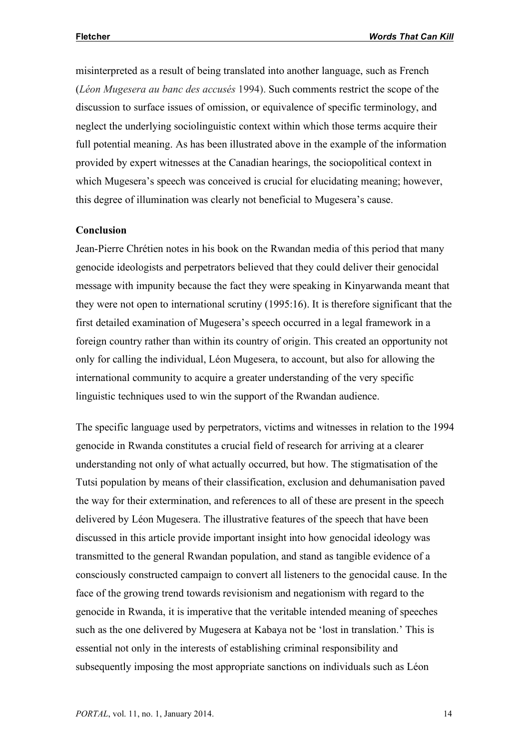misinterpreted as a result of being translated into another language, such as French (*Léon Mugesera au banc des accusés* 1994). Such comments restrict the scope of the discussion to surface issues of omission, or equivalence of specific terminology, and neglect the underlying sociolinguistic context within which those terms acquire their full potential meaning. As has been illustrated above in the example of the information provided by expert witnesses at the Canadian hearings, the sociopolitical context in which Mugesera's speech was conceived is crucial for elucidating meaning; however, this degree of illumination was clearly not beneficial to Mugesera's cause.

**Conclusion**

Jean-Pierre Chrétien notes in his book on the Rwandan media of this period that many genocide ideologists and perpetrators believed that they could deliver their genocidal message with impunity because the fact they were speaking in Kinyarwanda meant that they were not open to international scrutiny (1995:16). It is therefore significant that the first detailed examination of Mugesera's speech occurred in a legal framework in a foreign country rather than within its country of origin. This created an opportunity not only for calling the individual, Léon Mugesera, to account, but also for allowing the international community to acquire a greater understanding of the very specific linguistic techniques used to win the support of the Rwandan audience.

The specific language used by perpetrators, victims and witnesses in relation to the 1994 genocide in Rwanda constitutes a crucial field of research for arriving at a clearer understanding not only of what actually occurred, but how. The stigmatisation of the Tutsi population by means of their classification, exclusion and dehumanisation paved the way for their extermination, and references to all of these are present in the speech delivered by Léon Mugesera. The illustrative features of the speech that have been discussed in this article provide important insight into how genocidal ideology was transmitted to the general Rwandan population, and stand as tangible evidence of a consciously constructed campaign to convert all listeners to the genocidal cause. In the face of the growing trend towards revisionism and negationism with regard to the genocide in Rwanda, it is imperative that the veritable intended meaning of speeches such as the one delivered by Mugesera at Kabaya not be 'lost in translation.' This is essential not only in the interests of establishing criminal responsibility and subsequently imposing the most appropriate sanctions on individuals such as Léon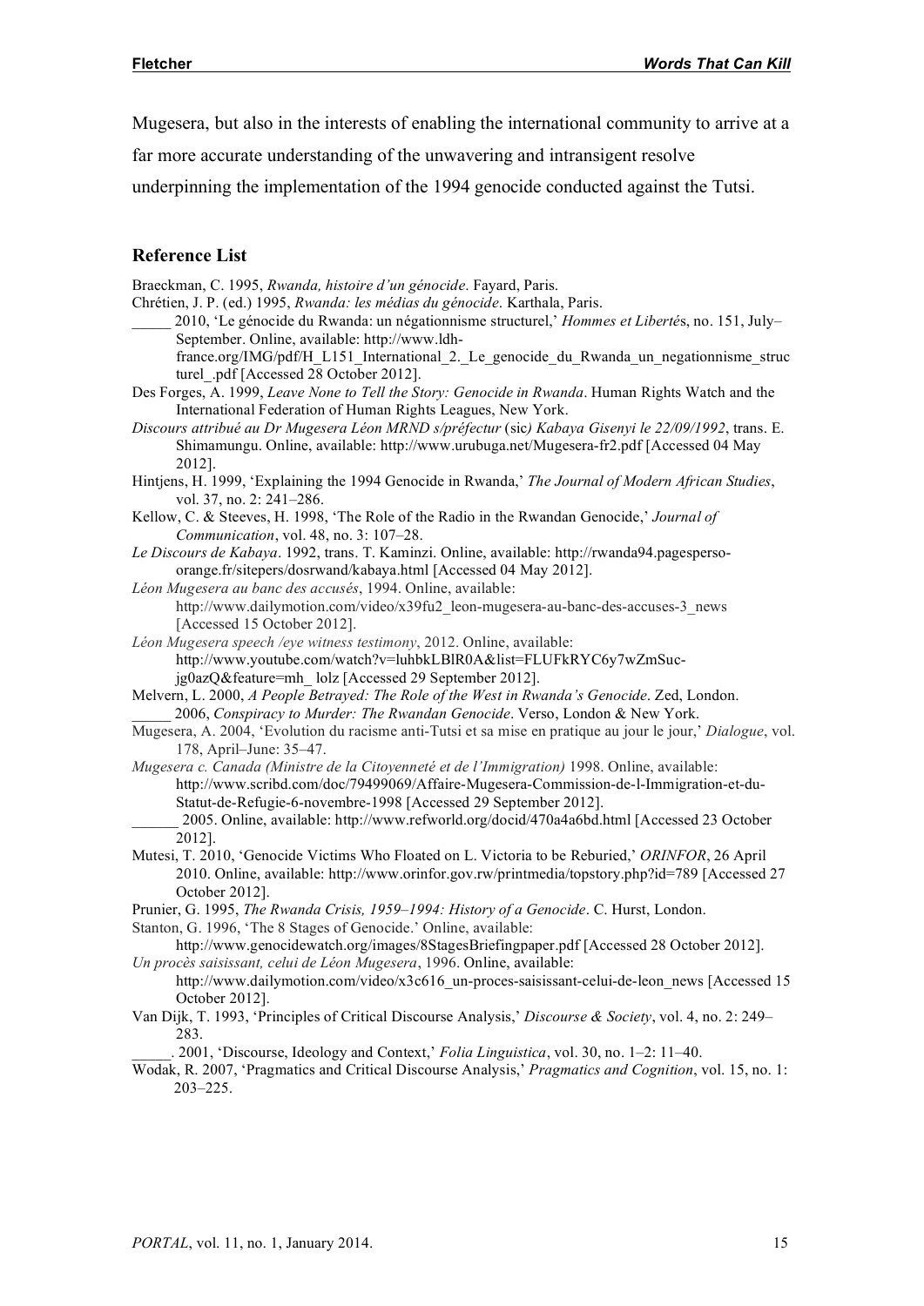Mugesera, but also in the interests of enabling the international community to arrive at a far more accurate understanding of the unwavering and intransigent resolve underpinning the implementation of the 1994 genocide conducted against the Tutsi.

## Reference List

Braeckman, C. 1995, *Rwanda, histoire d'un génocide*. Fayard, Paris.

Chrétien, J. P. (ed.) 1995, *Rwanda: les médias du génocide*. Karthala, Paris.

_____ 2010, 'Le génocide du Rwanda: un négationnisme structurel,' *Hommes et Libertés*, no. 151, July–September. Online, available: http://www.ldh-france.org/IMG/pdf/H_L151_International_2._Le_genocide_du_Rwanda_un_negationnisme_structurel_.pdf [Accessed 28 October 2012].

Des Forges, A. 1999, *Leave None to Tell the Story: Genocide in Rwanda*. Human Rights Watch and the International Federation of Human Rights Leagues, New York.

*Discours attribué au Dr Mugesera Léon MRND s/préfectur* (sic*) Kabaya Gisenyi le 22/09/1992*, trans. E. Shimamungu. Online, available: http://www.urubuga.net/Mugesera-fr2.pdf [Accessed 04 May 2012].

Hintjens, H. 1999, 'Explaining the 1994 Genocide in Rwanda,' *The Journal of Modern African Studies*, vol. 37, no. 2: 241–286.

Kellow, C. & Steeves, H. 1998, 'The Role of the Radio in the Rwandan Genocide,' *Journal of Communication*, vol. 48, no. 3: 107–28.

*Le Discours de Kabaya*. 1992, trans. T. Kaminzi. Online, available: http://rwanda94.pagesperso-orange.fr/sitepers/dosrwand/kabaya.html [Accessed 04 May 2012].

*Léon Mugesera au banc des accusés*, 1994. Online, available: http://www.dailymotion.com/video/x39fu2_leon-mugesera-au-banc-des-accuses-3_news [Accessed 15 October 2012].

*Léon Mugesera speech /eye witness testimony*, 2012. Online, available: http://www.youtube.com/watch?v=luhbkLBlR0A&list=FLUFkRYC6y7wZmSuc-jg0azQ&feature=mh_ lolz [Accessed 29 September 2012].

Melvern, L. 2000, *A People Betrayed: The Role of the West in Rwanda's Genocide*. Zed, London.

_____ 2006, *Conspiracy to Murder: The Rwandan Genocide*. Verso, London & New York.

Mugesera, A. 2004, 'Evolution du racisme anti-Tutsi et sa mise en pratique au jour le jour,' *Dialogue*, vol. 178, April–June: 35–47.

*Mugesera c. Canada (Ministre de la Citoyenneté et de l'Immigration)* 1998. Online, available: http://www.scribd.com/doc/79499069/Affaire-Mugesera-Commission-de-l-Immigration-et-du-Statut-de-Refugie-6-novembre-1998 [Accessed 29 September 2012].

______ 2005. Online, available: http://www.refworld.org/docid/470a4a6bd.html [Accessed 23 October 2012].

Mutesi, T. 2010, 'Genocide Victims Who Floated on L. Victoria to be Reburied,' *ORINFOR*, 26 April 2010. Online, available: http://www.orinfor.gov.rw/printmedia/topstory.php?id=789 [Accessed 27 October 2012].

Prunier, G. 1995, *The Rwanda Crisis, 1959–1994: History of a Genocide*. C. Hurst, London.

Stanton, G. 1996, 'The 8 Stages of Genocide.' Online, available: http://www.genocidewatch.org/images/8StagesBriefingpaper.pdf [Accessed 28 October 2012].

*Un procès saisissant, celui de Léon Mugesera*, 1996. Online, available: http://www.dailymotion.com/video/x3c616_un-proces-saisissant-celui-de-leon_news [Accessed 15 October 2012].

Van Dijk, T. 1993, 'Principles of Critical Discourse Analysis,' *Discourse & Society*, vol. 4, no. 2: 249–283.

_____. 2001, 'Discourse, Ideology and Context,' *Folia Linguistica*, vol. 30, no. 1–2: 11–40.

Wodak, R. 2007, 'Pragmatics and Critical Discourse Analysis,' *Pragmatics and Cognition*, vol. 15, no. 1: 203–225.